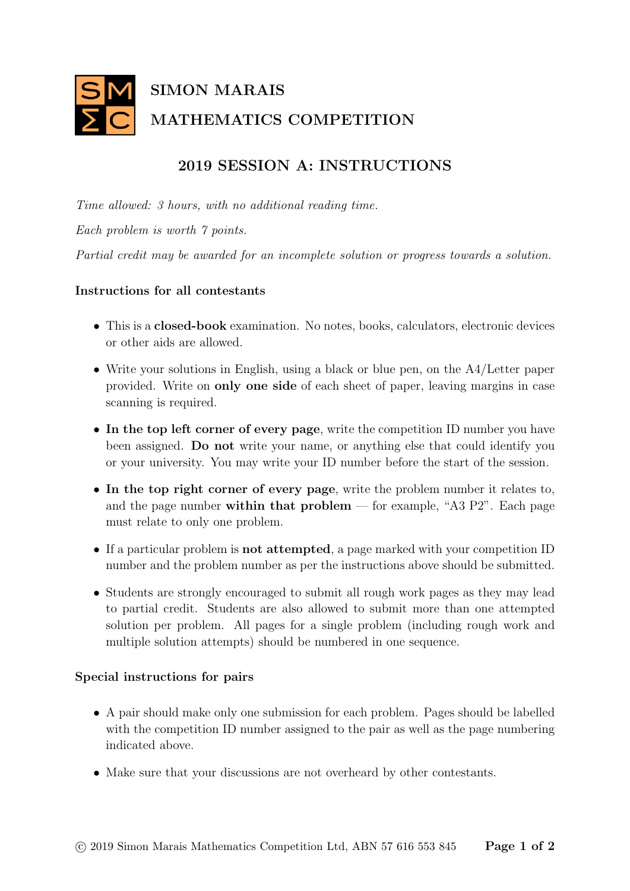# SIMON MARAIS MATHEMATICS COMPETITION

## 2019 SESSION A: INSTRUCTIONS

*Time allowed: 3 hours, with no additional reading time.*

*Each problem is worth 7 points.*

*Partial credit may be awarded for an incomplete solution or progress towards a solution.*

### Instructions for all contestants

- This is a **closed-book** examination. No notes, books, calculators, electronic devices or other aids are allowed.
- Write your solutions in English, using a black or blue pen, on the A4/Letter paper provided. Write on **only one side** of each sheet of paper, leaving margins in case scanning is required.
- **In the top left corner of every page**, write the competition ID number you have been assigned. **Do not** write your name, or anything else that could identify you or your university. You may write your ID number before the start of the session.
- **In the top right corner of every page**, write the problem number it relates to, and the page number **within that problem** — for example, "A3 P2". Each page must relate to only one problem.
- If a particular problem is **not attempted**, a page marked with your competition ID number and the problem number as per the instructions above should be submitted.
- Students are strongly encouraged to submit all rough work pages as they may lead to partial credit. Students are also allowed to submit more than one attempted solution per problem. All pages for a single problem (including rough work and multiple solution attempts) should be numbered in one sequence.

### Special instructions for pairs

- A pair should make only one submission for each problem. Pages should be labelled with the competition ID number assigned to the pair as well as the page numbering indicated above.
- Make sure that your discussions are not overheard by other contestants.

© 2019 Simon Marais Mathematics Competition Ltd, ABN 57 616 553 845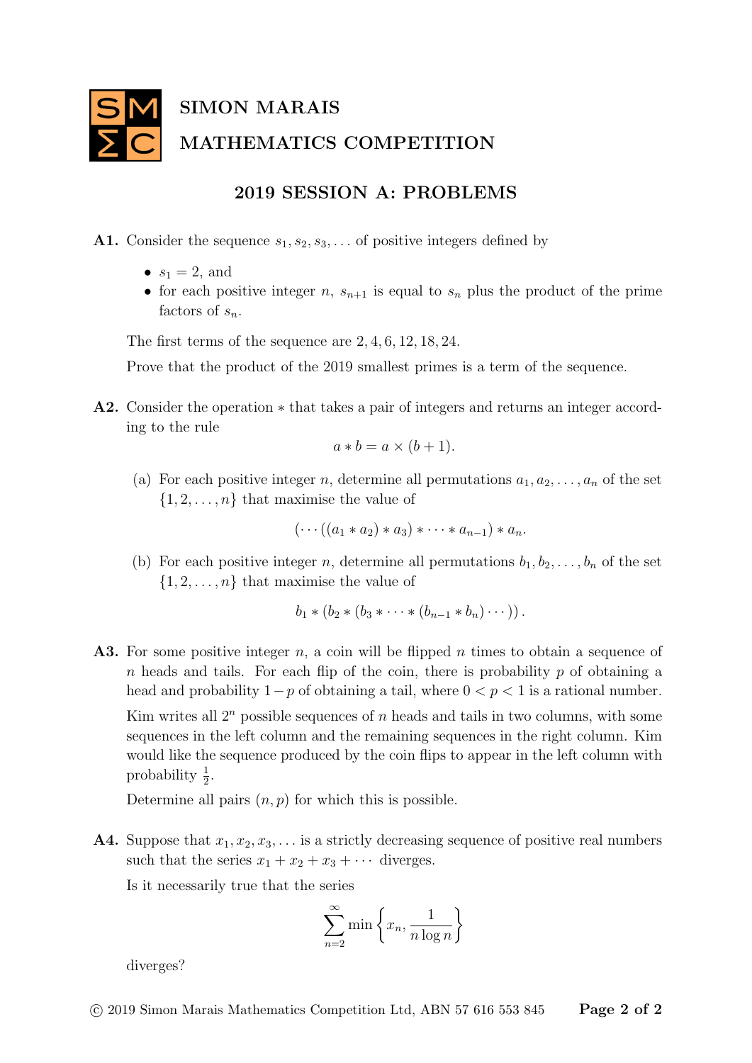# SIMON MARAIS MATHEMATICS COMPETITION

## 2019 SESSION A: PROBLEMS

**A1.** Consider the sequence $s_1, s_2, s_3, \ldots$ of positive integers defined by

- $s_1 = 2$, and
- for each positive integer $n$, $s_{n+1}$ is equal to $s_n$ plus the product of the prime factors of $s_n$.

The first terms of the sequence are $2, 4, 6, 12, 18, 24$.

Prove that the product of the 2019 smallest primes is a term of the sequence.

**A2.** Consider the operation $*$ that takes a pair of integers and returns an integer according to the rule

$$a * b = a \times (b + 1).$$

(a) For each positive integer $n$, determine all permutations $a_1, a_2, \ldots, a_n$ of the set $\{1, 2, \ldots, n\}$ that maximise the value of

$$(\cdots((a_1 * a_2) * a_3) * \cdots * a_{n-1}) * a_n.$$

(b) For each positive integer $n$, determine all permutations $b_1, b_2, \ldots, b_n$ of the set $\{1, 2, \ldots, n\}$ that maximise the value of

$$b_1 * (b_2 * (b_3 * \cdots * (b_{n-1} * b_n) \cdots)).$$

**A3.** For some positive integer $n$, a coin will be flipped $n$ times to obtain a sequence of $n$ heads and tails. For each flip of the coin, there is probability $p$ of obtaining a head and probability $1 - p$ of obtaining a tail, where $0 < p < 1$ is a rational number.

Kim writes all $2^n$ possible sequences of $n$ heads and tails in two columns, with some sequences in the left column and the remaining sequences in the right column. Kim would like the sequence produced by the coin flips to appear in the left column with probability $\frac{1}{2}$.

Determine all pairs $(n, p)$ for which this is possible.

**A4.** Suppose that $x_1, x_2, x_3, \ldots$ is a strictly decreasing sequence of positive real numbers such that the series $x_1 + x_2 + x_3 + \cdots$ diverges.

Is it necessarily true that the series

$$\sum_{n=2}^{\infty} \min\left\{x_n, \frac{1}{n \log n}\right\}$$

diverges?

© 2019 Simon Marais Mathematics Competition Ltd, ABN 57 616 553 845